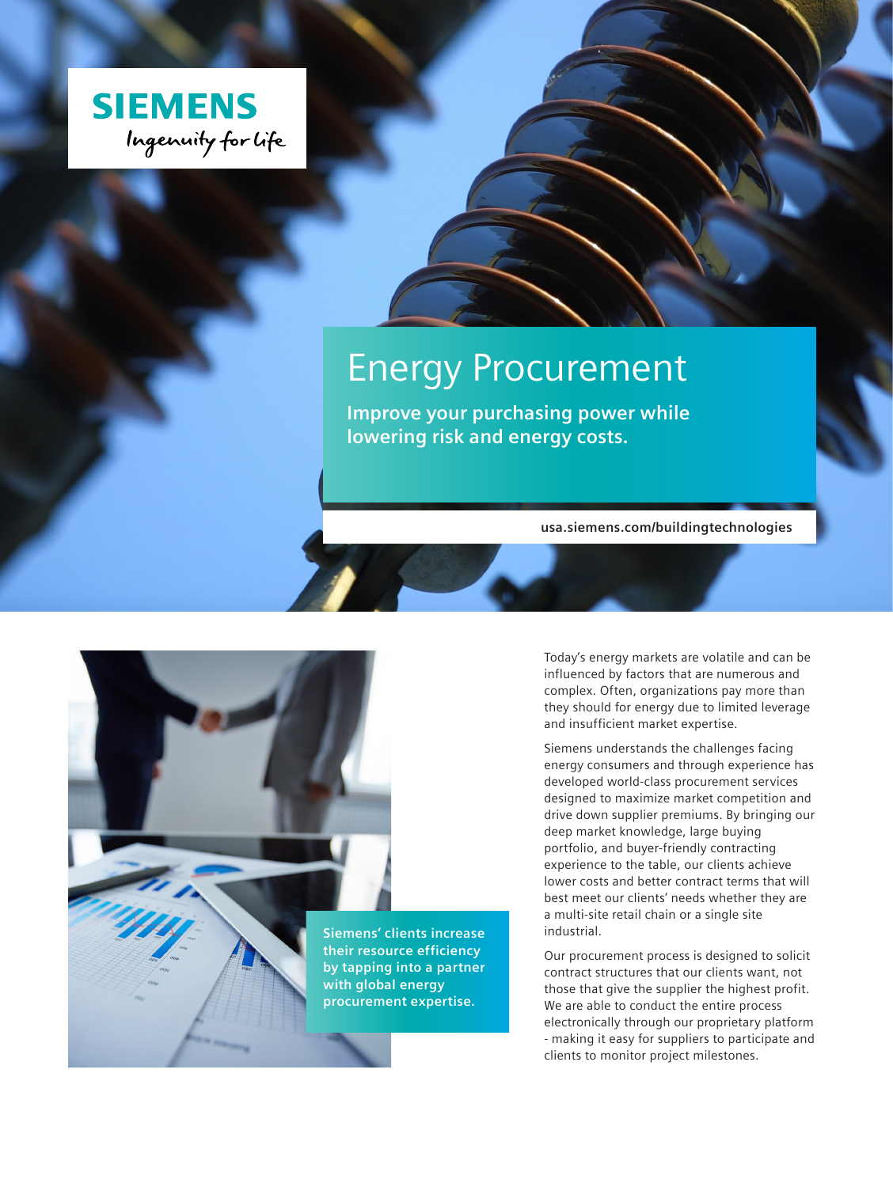SIEMENS

Ingenuity for life

# Energy Procurement

**Improve your purchasing power while lowering risk and energy costs.**

usa.siemens.com/buildingtechnologies

**Siemens' clients increase their resource efficiency by tapping into a partner with global energy procurement expertise.**

Today's energy markets are volatile and can be influenced by factors that are numerous and complex. Often, organizations pay more than they should for energy due to limited leverage and insufficient market expertise.

Siemens understands the challenges facing energy consumers and through experience has developed world-class procurement services designed to maximize market competition and drive down supplier premiums. By bringing our deep market knowledge, large buying portfolio, and buyer-friendly contracting experience to the table, our clients achieve lower costs and better contract terms that will best meet our clients' needs whether they are a multi-site retail chain or a single site industrial.

Our procurement process is designed to solicit contract structures that our clients want, not those that give the supplier the highest profit. We are able to conduct the entire process electronically through our proprietary platform - making it easy for suppliers to participate and clients to monitor project milestones.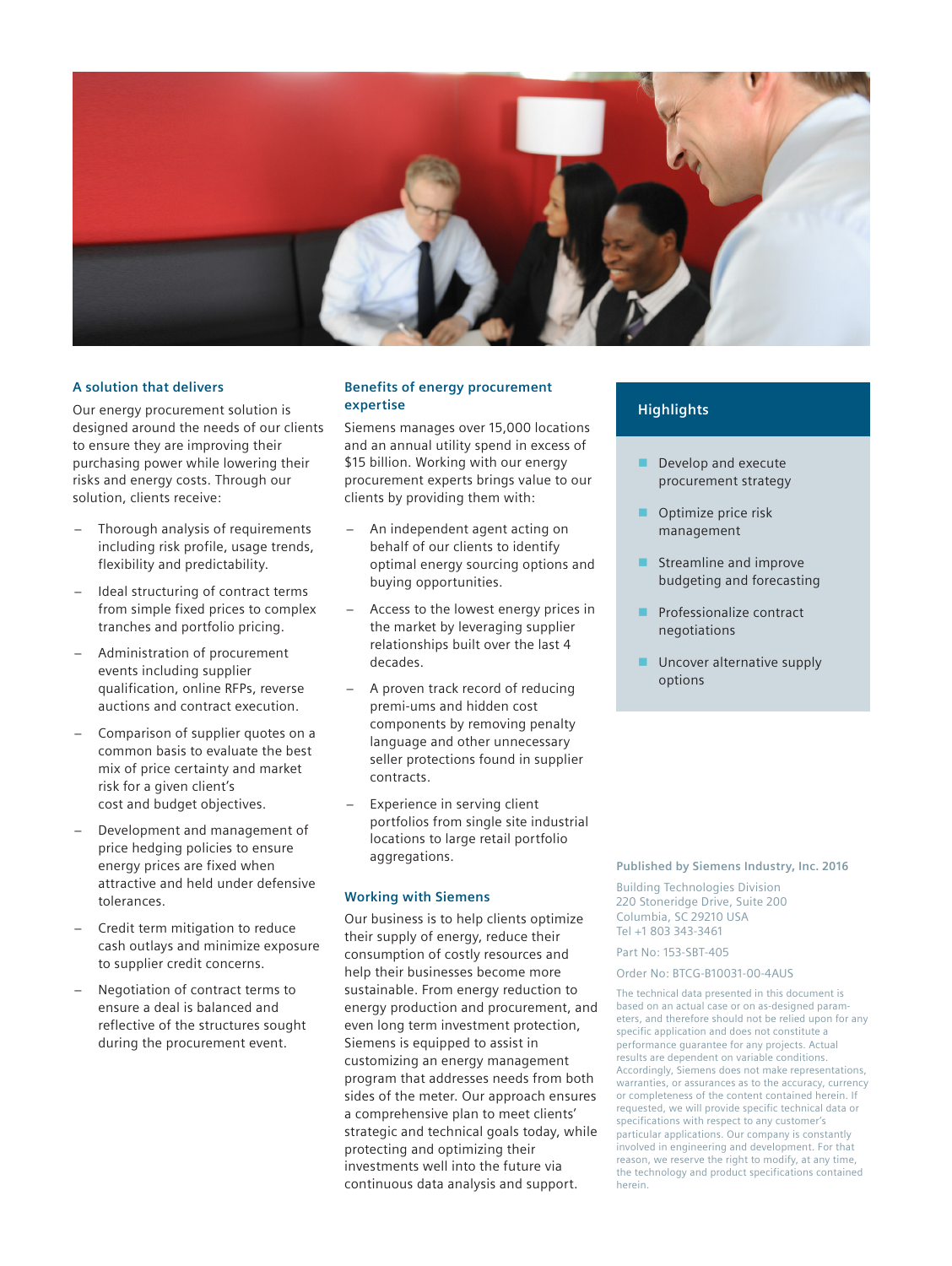## A solution that delivers

Our energy procurement solution is designed around the needs of our clients to ensure they are improving their purchasing power while lowering their risks and energy costs. Through our solution, clients receive:

- Thorough analysis of requirements including risk profile, usage trends, flexibility and predictability.
- Ideal structuring of contract terms from simple fixed prices to complex tranches and portfolio pricing.
- Administration of procurement events including supplier qualification, online RFPs, reverse auctions and contract execution.
- Comparison of supplier quotes on a common basis to evaluate the best mix of price certainty and market risk for a given client's cost and budget objectives.
- Development and management of price hedging policies to ensure energy prices are fixed when attractive and held under defensive tolerances.
- Credit term mitigation to reduce cash outlays and minimize exposure to supplier credit concerns.
- Negotiation of contract terms to ensure a deal is balanced and reflective of the structures sought during the procurement event.

## Benefits of energy procurement expertise

Siemens manages over 15,000 locations and an annual utility spend in excess of $15 billion. Working with our energy procurement experts brings value to our clients by providing them with:

- An independent agent acting on behalf of our clients to identify optimal energy sourcing options and buying opportunities.
- Access to the lowest energy prices in the market by leveraging supplier relationships built over the last 4 decades.
- A proven track record of reducing premi-ums and hidden cost components by removing penalty language and other unnecessary seller protections found in supplier contracts.
- Experience in serving client portfolios from single site industrial locations to large retail portfolio aggregations.

## Working with Siemens

Our business is to help clients optimize their supply of energy, reduce their consumption of costly resources and help their businesses become more sustainable. From energy reduction to energy production and procurement, and even long term investment protection, Siemens is equipped to assist in customizing an energy management program that addresses needs from both sides of the meter. Our approach ensures a comprehensive plan to meet clients' strategic and technical goals today, while protecting and optimizing their investments well into the future via continuous data analysis and support.

## Highlights

- Develop and execute procurement strategy
- Optimize price risk management
- Streamline and improve budgeting and forecasting
- Professionalize contract negotiations
- Uncover alternative supply options

**Published by Siemens Industry, Inc. 2016**

Building Technologies Division
220 Stoneridge Drive, Suite 200
Columbia, SC 29210 USA
Tel +1 803 343-3461

Part No: 153-SBT-405

Order No: BTCG-B10031-00-4AUS

The technical data presented in this document is based on an actual case or on as-designed param-eters, and therefore should not be relied upon for any specific application and does not constitute a performance guarantee for any projects. Actual results are dependent on variable conditions. Accordingly, Siemens does not make representations, warranties, or assurances as to the accuracy, currency or completeness of the content contained herein. If requested, we will provide specific technical data or specifications with respect to any customer's particular applications. Our company is constantly involved in engineering and development. For that reason, we reserve the right to modify, at any time, the technology and product specifications contained herein.